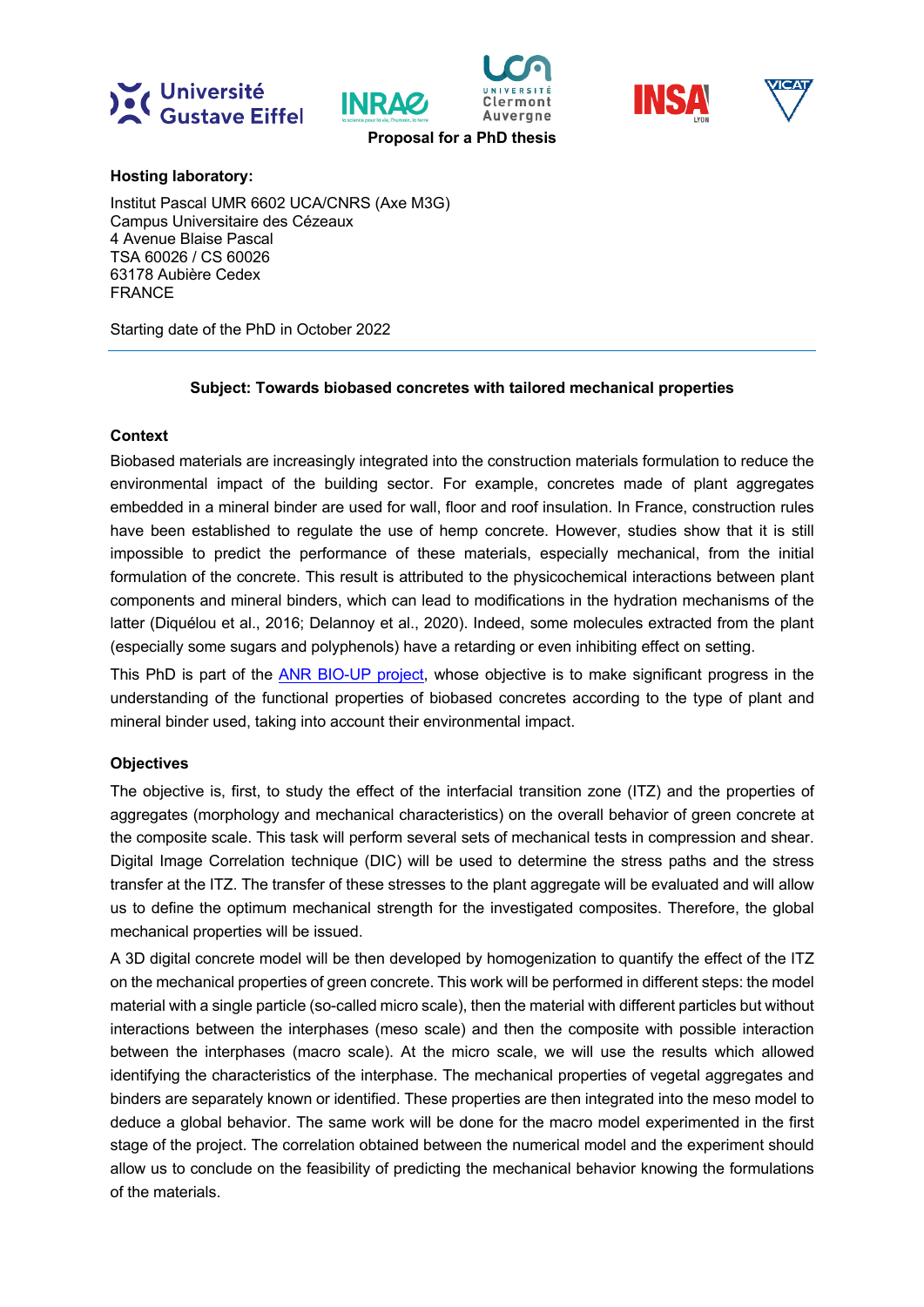**Proposal for a PhD thesis**

**Hosting laboratory:**

Institut Pascal UMR 6602 UCA/CNRS (Axe M3G)
Campus Universitaire des Cézeaux
4 Avenue Blaise Pascal
TSA 60026 / CS 60026
63178 Aubière Cedex
FRANCE

Starting date of the PhD in October 2022

---

**Subject: Towards biobased concretes with tailored mechanical properties**

**Context**

Biobased materials are increasingly integrated into the construction materials formulation to reduce the environmental impact of the building sector. For example, concretes made of plant aggregates embedded in a mineral binder are used for wall, floor and roof insulation. In France, construction rules have been established to regulate the use of hemp concrete. However, studies show that it is still impossible to predict the performance of these materials, especially mechanical, from the initial formulation of the concrete. This result is attributed to the physicochemical interactions between plant components and mineral binders, which can lead to modifications in the hydration mechanisms of the latter (Diquélou et al., 2016; Delannoy et al., 2020). Indeed, some molecules extracted from the plant (especially some sugars and polyphenols) have a retarding or even inhibiting effect on setting.

This PhD is part of the [ANR BIO-UP project](), whose objective is to make significant progress in the understanding of the functional properties of biobased concretes according to the type of plant and mineral binder used, taking into account their environmental impact.

**Objectives**

The objective is, first, to study the effect of the interfacial transition zone (ITZ) and the properties of aggregates (morphology and mechanical characteristics) on the overall behavior of green concrete at the composite scale. This task will perform several sets of mechanical tests in compression and shear. Digital Image Correlation technique (DIC) will be used to determine the stress paths and the stress transfer at the ITZ. The transfer of these stresses to the plant aggregate will be evaluated and will allow us to define the optimum mechanical strength for the investigated composites. Therefore, the global mechanical properties will be issued.

A 3D digital concrete model will be then developed by homogenization to quantify the effect of the ITZ on the mechanical properties of green concrete. This work will be performed in different steps: the model material with a single particle (so-called micro scale), then the material with different particles but without interactions between the interphases (meso scale) and then the composite with possible interaction between the interphases (macro scale). At the micro scale, we will use the results which allowed identifying the characteristics of the interphase. The mechanical properties of vegetal aggregates and binders are separately known or identified. These properties are then integrated into the meso model to deduce a global behavior. The same work will be done for the macro model experimented in the first stage of the project. The correlation obtained between the numerical model and the experiment should allow us to conclude on the feasibility of predicting the mechanical behavior knowing the formulations of the materials.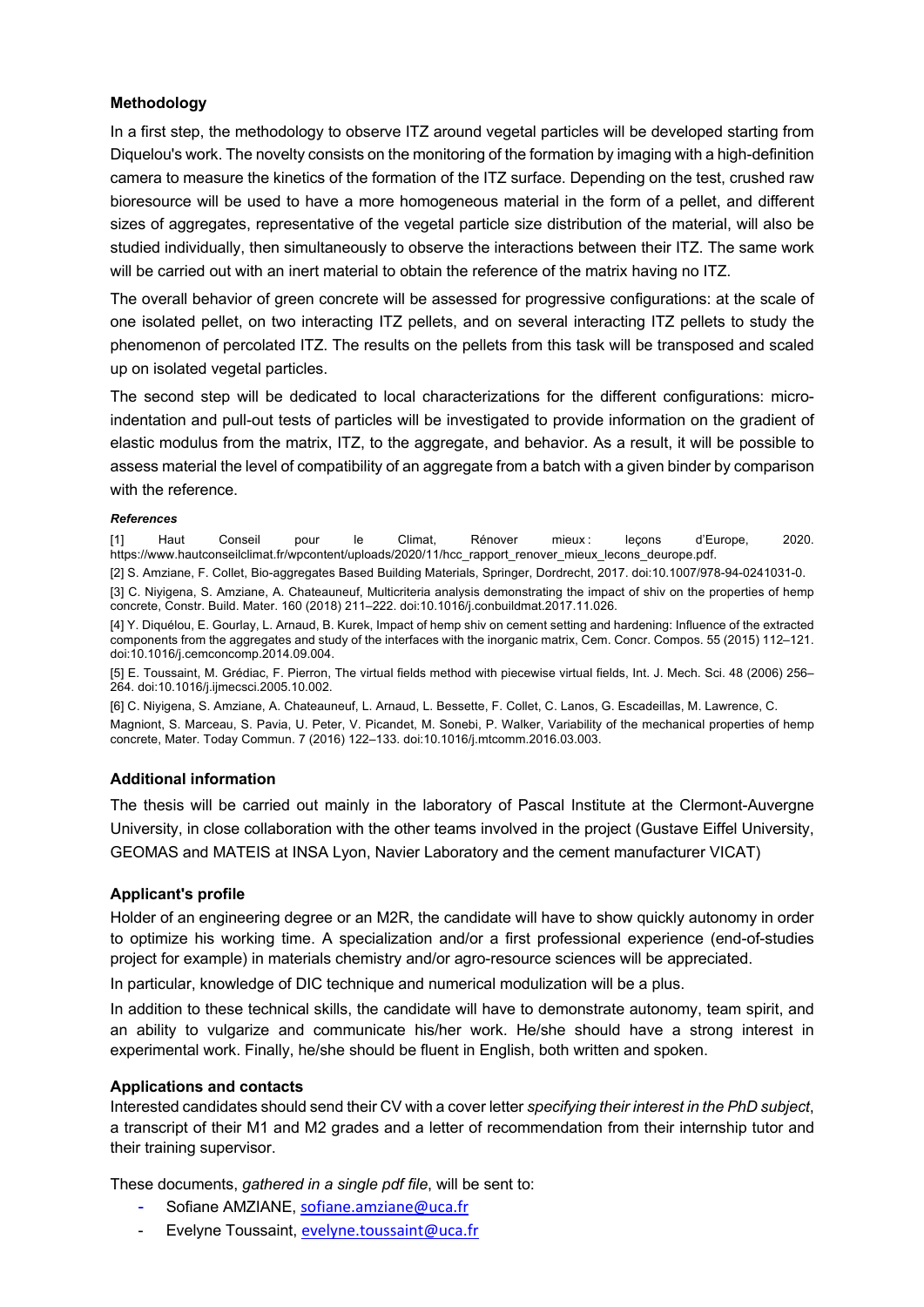### Methodology

In a first step, the methodology to observe ITZ around vegetal particles will be developed starting from Diquelou's work. The novelty consists on the monitoring of the formation by imaging with a high-definition camera to measure the kinetics of the formation of the ITZ surface. Depending on the test, crushed raw bioresource will be used to have a more homogeneous material in the form of a pellet, and different sizes of aggregates, representative of the vegetal particle size distribution of the material, will also be studied individually, then simultaneously to observe the interactions between their ITZ. The same work will be carried out with an inert material to obtain the reference of the matrix having no ITZ.

The overall behavior of green concrete will be assessed for progressive configurations: at the scale of one isolated pellet, on two interacting ITZ pellets, and on several interacting ITZ pellets to study the phenomenon of percolated ITZ. The results on the pellets from this task will be transposed and scaled up on isolated vegetal particles.

The second step will be dedicated to local characterizations for the different configurations: micro-indentation and pull-out tests of particles will be investigated to provide information on the gradient of elastic modulus from the matrix, ITZ, to the aggregate, and behavior. As a result, it will be possible to assess material the level of compatibility of an aggregate from a batch with a given binder by comparison with the reference.

***References***

[1] Haut Conseil pour le Climat, Rénover mieux : leçons d'Europe, 2020. https://www.hautconseilclimat.fr/wpcontent/uploads/2020/11/hcc_rapport_renover_mieux_lecons_deurope.pdf.

[2] S. Amziane, F. Collet, Bio-aggregates Based Building Materials, Springer, Dordrecht, 2017. doi:10.1007/978-94-0241031-0.

[3] C. Niyigena, S. Amziane, A. Chateauneuf, Multicriteria analysis demonstrating the impact of shiv on the properties of hemp concrete, Constr. Build. Mater. 160 (2018) 211–222. doi:10.1016/j.conbuildmat.2017.11.026.

[4] Y. Diquélou, E. Gourlay, L. Arnaud, B. Kurek, Impact of hemp shiv on cement setting and hardening: Influence of the extracted components from the aggregates and study of the interfaces with the inorganic matrix, Cem. Concr. Compos. 55 (2015) 112–121. doi:10.1016/j.cemconcomp.2014.09.004.

[5] E. Toussaint, M. Grédiac, F. Pierron, The virtual fields method with piecewise virtual fields, Int. J. Mech. Sci. 48 (2006) 256–264. doi:10.1016/j.ijmecsci.2005.10.002.

[6] C. Niyigena, S. Amziane, A. Chateauneuf, L. Arnaud, L. Bessette, F. Collet, C. Lanos, G. Escadeillas, M. Lawrence, C. Magniont, S. Marceau, S. Pavia, U. Peter, V. Picandet, M. Sonebi, P. Walker, Variability of the mechanical properties of hemp concrete, Mater. Today Commun. 7 (2016) 122–133. doi:10.1016/j.mtcomm.2016.03.003.

### Additional information

The thesis will be carried out mainly in the laboratory of Pascal Institute at the Clermont-Auvergne University, in close collaboration with the other teams involved in the project (Gustave Eiffel University, GEOMAS and MATEIS at INSA Lyon, Navier Laboratory and the cement manufacturer VICAT)

### Applicant's profile

Holder of an engineering degree or an M2R, the candidate will have to show quickly autonomy in order to optimize his working time. A specialization and/or a first professional experience (end-of-studies project for example) in materials chemistry and/or agro-resource sciences will be appreciated.

In particular, knowledge of DIC technique and numerical modulization will be a plus.

In addition to these technical skills, the candidate will have to demonstrate autonomy, team spirit, and an ability to vulgarize and communicate his/her work. He/she should have a strong interest in experimental work. Finally, he/she should be fluent in English, both written and spoken.

### Applications and contacts

Interested candidates should send their CV with a cover letter *specifying their interest in the PhD subject*, a transcript of their M1 and M2 grades and a letter of recommendation from their internship tutor and their training supervisor.

These documents, *gathered in a single pdf file*, will be sent to:

- Sofiane AMZIANE, sofiane.amziane@uca.fr
- Evelyne Toussaint, evelyne.toussaint@uca.fr